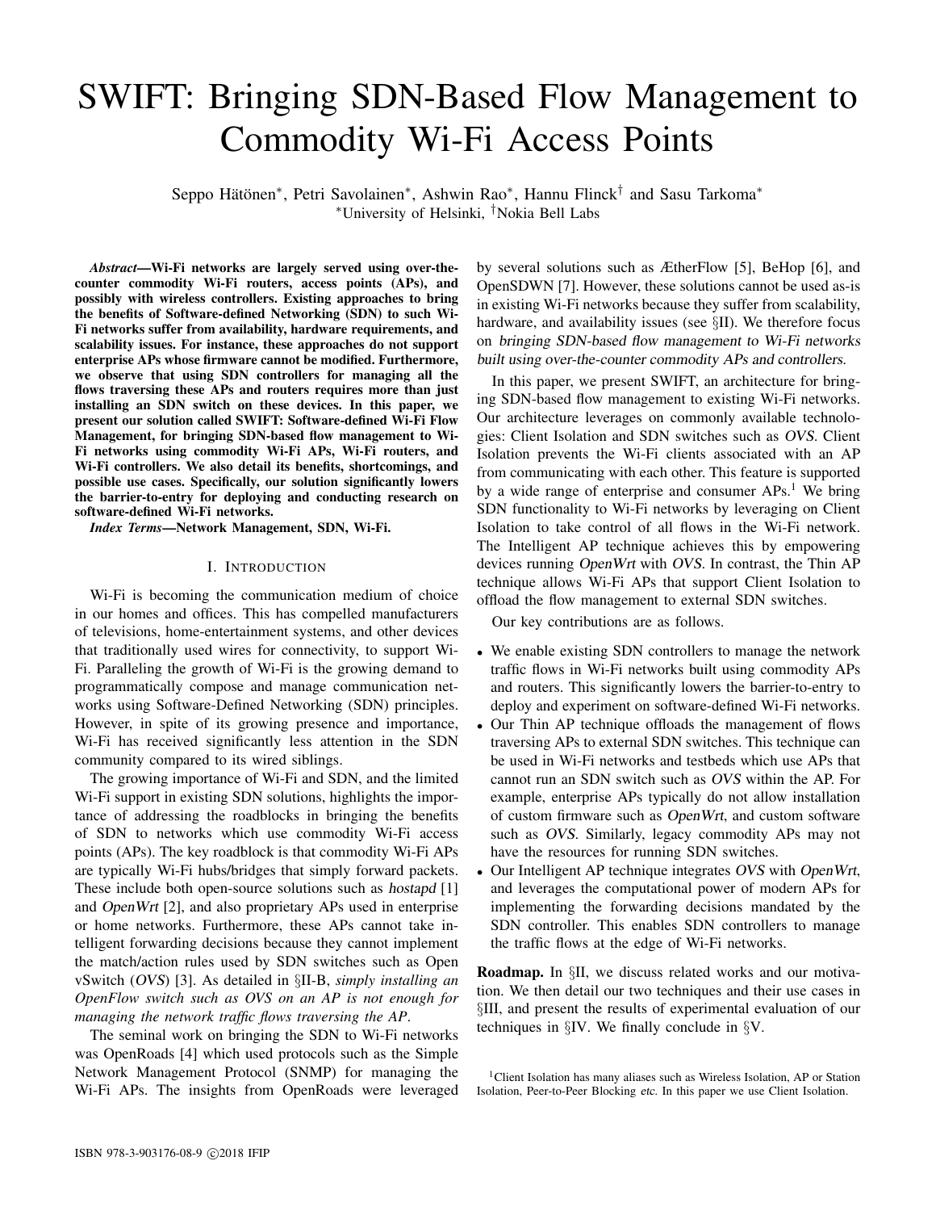# SWIFT: Bringing SDN-Based Flow Management to Commodity Wi-Fi Access Points

Seppo Hätönen*, Petri Savolainen*, Ashwin Rao*, Hannu Flinck† and Sasu Tarkoma*

*University of Helsinki, †Nokia Bell Labs

***Abstract*—Wi-Fi networks are largely served using over-the-counter commodity Wi-Fi routers, access points (APs), and possibly with wireless controllers. Existing approaches to bring the benefits of Software-defined Networking (SDN) to such Wi-Fi networks suffer from availability, hardware requirements, and scalability issues. For instance, these approaches do not support enterprise APs whose firmware cannot be modified. Furthermore, we observe that using SDN controllers for managing all the flows traversing these APs and routers requires more than just installing an SDN switch on these devices. In this paper, we present our solution called SWIFT: Software-defined Wi-Fi Flow Management, for bringing SDN-based flow management to Wi-Fi networks using commodity Wi-Fi APs, Wi-Fi routers, and Wi-Fi controllers. We also detail its benefits, shortcomings, and possible use cases. Specifically, our solution significantly lowers the barrier-to-entry for deploying and conducting research on software-defined Wi-Fi networks.**

***Index Terms*—Network Management, SDN, Wi-Fi.**

## I. Introduction

Wi-Fi is becoming the communication medium of choice in our homes and offices. This has compelled manufacturers of televisions, home-entertainment systems, and other devices that traditionally used wires for connectivity, to support Wi-Fi. Paralleling the growth of Wi-Fi is the growing demand to programmatically compose and manage communication networks using Software-Defined Networking (SDN) principles. However, in spite of its growing presence and importance, Wi-Fi has received significantly less attention in the SDN community compared to its wired siblings.

The growing importance of Wi-Fi and SDN, and the limited Wi-Fi support in existing SDN solutions, highlights the importance of addressing the roadblocks in bringing the benefits of SDN to networks which use commodity Wi-Fi access points (APs). The key roadblock is that commodity Wi-Fi APs are typically Wi-Fi hubs/bridges that simply forward packets. These include both open-source solutions such as *hostapd* [1] and *OpenWrt* [2], and also proprietary APs used in enterprise or home networks. Furthermore, these APs cannot take intelligent forwarding decisions because they cannot implement the match/action rules used by SDN switches such as Open vSwitch (*OVS*) [3]. As detailed in §II-B, *simply installing an OpenFlow switch such as OVS on an AP is not enough for managing the network traffic flows traversing the AP*.

The seminal work on bringing the SDN to Wi-Fi networks was OpenRoads [4] which used protocols such as the Simple Network Management Protocol (SNMP) for managing the Wi-Fi APs. The insights from OpenRoads were leveraged by several solutions such as ÆtherFlow [5], BeHop [6], and OpenSDWN [7]. However, these solutions cannot be used as-is in existing Wi-Fi networks because they suffer from scalability, hardware, and availability issues (see §II). We therefore focus on *bringing SDN-based flow management to Wi-Fi networks built using over-the-counter commodity APs and controllers.*

In this paper, we present SWIFT, an architecture for bringing SDN-based flow management to existing Wi-Fi networks. Our architecture leverages on commonly available technologies: Client Isolation and SDN switches such as *OVS*. Client Isolation prevents the Wi-Fi clients associated with an AP from communicating with each other. This feature is supported by a wide range of enterprise and consumer APs.[1] We bring SDN functionality to Wi-Fi networks by leveraging on Client Isolation to take control of all flows in the Wi-Fi network. The Intelligent AP technique achieves this by empowering devices running *OpenWrt* with *OVS*. In contrast, the Thin AP technique allows Wi-Fi APs that support Client Isolation to offload the flow management to external SDN switches.

Our key contributions are as follows.

- We enable existing SDN controllers to manage the network traffic flows in Wi-Fi networks built using commodity APs and routers. This significantly lowers the barrier-to-entry to deploy and experiment on software-defined Wi-Fi networks.
- Our Thin AP technique offloads the management of flows traversing APs to external SDN switches. This technique can be used in Wi-Fi networks and testbeds which use APs that cannot run an SDN switch such as *OVS* within the AP. For example, enterprise APs typically do not allow installation of custom firmware such as *OpenWrt*, and custom software such as *OVS*. Similarly, legacy commodity APs may not have the resources for running SDN switches.
- Our Intelligent AP technique integrates *OVS* with *OpenWrt*, and leverages the computational power of modern APs for implementing the forwarding decisions mandated by the SDN controller. This enables SDN controllers to manage the traffic flows at the edge of Wi-Fi networks.

**Roadmap.** In §II, we discuss related works and our motivation. We then detail our two techniques and their use cases in §III, and present the results of experimental evaluation of our techniques in §IV. We finally conclude in §V.

[1] Client Isolation has many aliases such as Wireless Isolation, AP or Station Isolation, Peer-to-Peer Blocking *etc.* In this paper we use Client Isolation.

ISBN 978-3-903176-08-9 ©2018 IFIP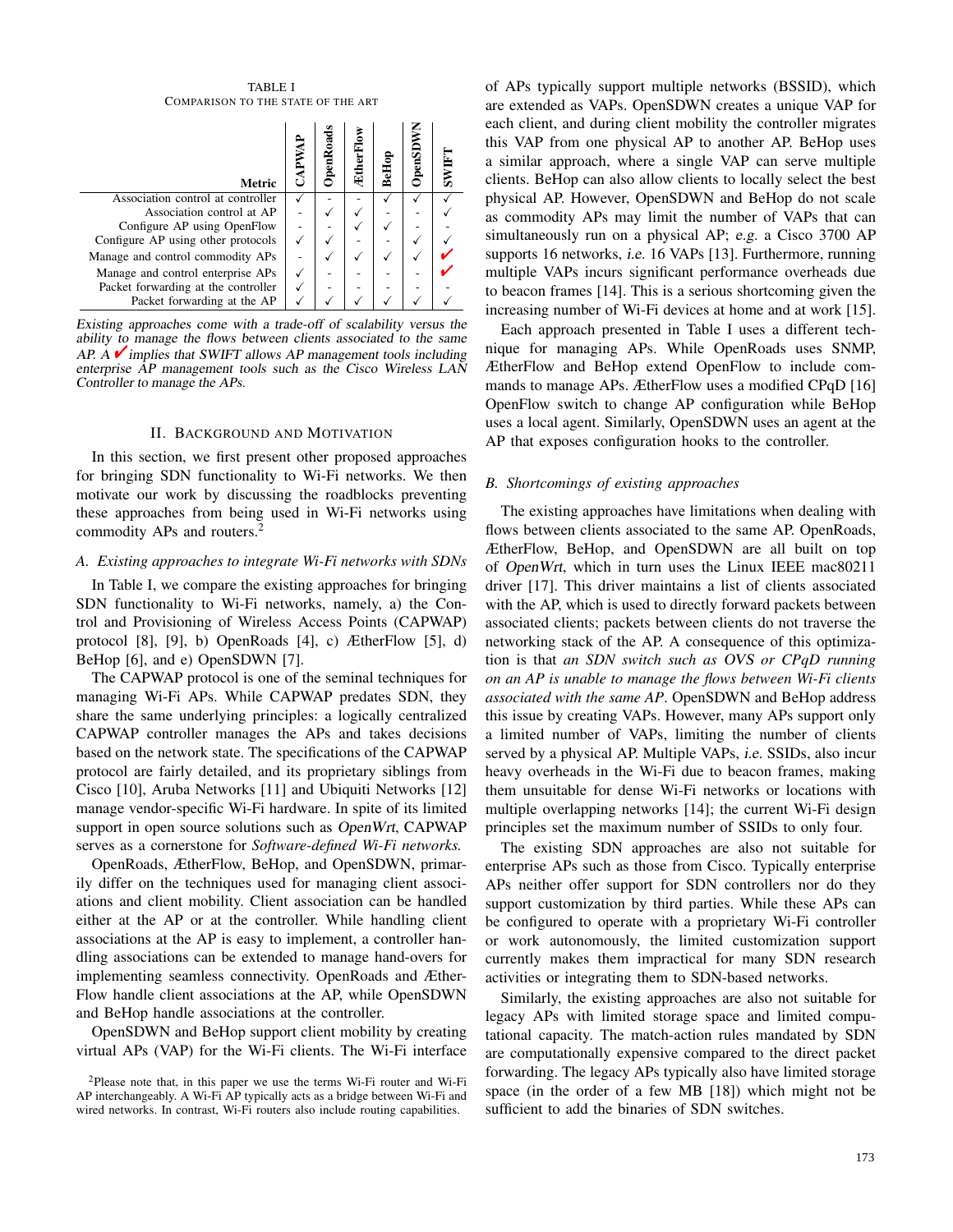TABLE I
COMPARISON TO THE STATE OF THE ART

| Metric | CAPWAP | OpenRoads | ÆtherFlow | BeHop | OpenSDWN | SWIFT |
|---|---|---|---|---|---|---|
| Association control at controller | ✓ | - | - | ✓ | ✓ | ✓ |
| Association control at AP | - | ✓ | ✓ | - | - | ✓ |
| Configure AP using OpenFlow | - | - | ✓ | ✓ | - | - |
| Configure AP using other protocols | ✓ | ✓ | - | - | ✓ | ✓ |
| Manage and control commodity APs | - | ✓ | ✓ | ✓ | ✓ | ✔ |
| Manage and control enterprise APs | ✓ | - | - | - | - | ✔ |
| Packet forwarding at the controller | ✓ | - | - | - | - | - |
| Packet forwarding at the AP | ✓ | ✓ | ✓ | ✓ | ✓ | ✓ |

*Existing approaches come with a trade-off of scalability versus the ability to manage the flows between clients associated to the same AP. A ✔ implies that SWIFT allows AP management tools including enterprise AP management tools such as the Cisco Wireless LAN Controller to manage the APs.*

## II. Background and Motivation

In this section, we first present other proposed approaches for bringing SDN functionality to Wi-Fi networks. We then motivate our work by discussing the roadblocks preventing these approaches from being used in Wi-Fi networks using commodity APs and routers.[2]

### A. Existing approaches to integrate Wi-Fi networks with SDNs

In Table I, we compare the existing approaches for bringing SDN functionality to Wi-Fi networks, namely, a) the Control and Provisioning of Wireless Access Points (CAPWAP) protocol [8], [9], b) OpenRoads [4], c) ÆtherFlow [5], d) BeHop [6], and e) OpenSDWN [7].

The CAPWAP protocol is one of the seminal techniques for managing Wi-Fi APs. While CAPWAP predates SDN, they share the same underlying principles: a logically centralized CAPWAP controller manages the APs and takes decisions based on the network state. The specifications of the CAPWAP protocol are fairly detailed, and its proprietary siblings from Cisco [10], Aruba Networks [11] and Ubiquiti Networks [12] manage vendor-specific Wi-Fi hardware. In spite of its limited support in open source solutions such as *OpenWrt*, CAPWAP serves as a cornerstone for *Software-defined Wi-Fi networks.*

OpenRoads, ÆtherFlow, BeHop, and OpenSDWN, primarily differ on the techniques used for managing client associations and client mobility. Client association can be handled either at the AP or at the controller. While handling client associations at the AP is easy to implement, a controller handling associations can be extended to manage hand-overs for implementing seamless connectivity. OpenRoads and ÆtherFlow handle client associations at the AP, while OpenSDWN and BeHop handle associations at the controller.

OpenSDWN and BeHop support client mobility by creating virtual APs (VAP) for the Wi-Fi clients. The Wi-Fi interface of APs typically support multiple networks (BSSID), which are extended as VAPs. OpenSDWN creates a unique VAP for each client, and during client mobility the controller migrates this VAP from one physical AP to another AP. BeHop uses a similar approach, where a single VAP can serve multiple clients. BeHop can also allow clients to locally select the best physical AP. However, OpenSDWN and BeHop do not scale as commodity APs may limit the number of VAPs that can simultaneously run on a physical AP; *e.g.* a Cisco 3700 AP supports 16 networks, *i.e.* 16 VAPs [13]. Furthermore, running multiple VAPs incurs significant performance overheads due to beacon frames [14]. This is a serious shortcoming given the increasing number of Wi-Fi devices at home and at work [15].

Each approach presented in Table I uses a different technique for managing APs. While OpenRoads uses SNMP, ÆtherFlow and BeHop extend OpenFlow to include commands to manage APs. ÆtherFlow uses a modified CPqD [16] OpenFlow switch to change AP configuration while BeHop uses a local agent. Similarly, OpenSDWN uses an agent at the AP that exposes configuration hooks to the controller.

### B. Shortcomings of existing approaches

The existing approaches have limitations when dealing with flows between clients associated to the same AP. OpenRoads, ÆtherFlow, BeHop, and OpenSDWN are all built on top of *OpenWrt*, which in turn uses the Linux IEEE mac80211 driver [17]. This driver maintains a list of clients associated with the AP, which is used to directly forward packets between associated clients; packets between clients do not traverse the networking stack of the AP. A consequence of this optimization is that *an SDN switch such as OVS or CPqD running on an AP is unable to manage the flows between Wi-Fi clients associated with the same AP*. OpenSDWN and BeHop address this issue by creating VAPs. However, many APs support only a limited number of VAPs, limiting the number of clients served by a physical AP. Multiple VAPs, *i.e.* SSIDs, also incur heavy overheads in the Wi-Fi due to beacon frames, making them unsuitable for dense Wi-Fi networks or locations with multiple overlapping networks [14]; the current Wi-Fi design principles set the maximum number of SSIDs to only four.

The existing SDN approaches are also not suitable for enterprise APs such as those from Cisco. Typically enterprise APs neither offer support for SDN controllers nor do they support customization by third parties. While these APs can be configured to operate with a proprietary Wi-Fi controller or work autonomously, the limited customization support currently makes them impractical for many SDN research activities or integrating them to SDN-based networks.

Similarly, the existing approaches are also not suitable for legacy APs with limited storage space and limited computational capacity. The match-action rules mandated by SDN are computationally expensive compared to the direct packet forwarding. The legacy APs typically also have limited storage space (in the order of a few MB [18]) which might not be sufficient to add the binaries of SDN switches.

[2] Please note that, in this paper we use the terms Wi-Fi router and Wi-Fi AP interchangeably. A Wi-Fi AP typically acts as a bridge between Wi-Fi and wired networks. In contrast, Wi-Fi routers also include routing capabilities.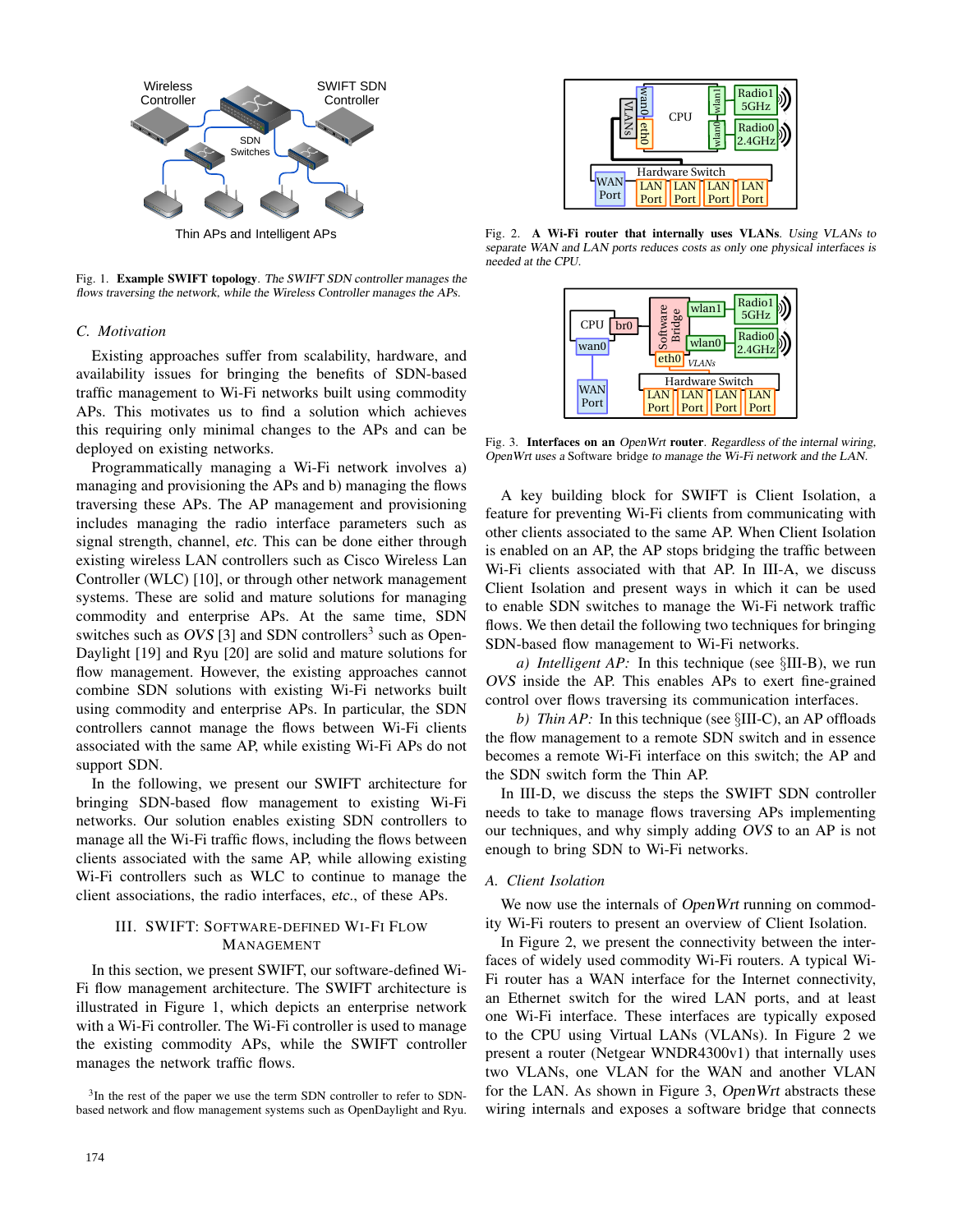Fig. 1. **Example SWIFT topology**. *The SWIFT SDN controller manages the flows traversing the network, while the Wireless Controller manages the APs.*

### C. Motivation

Existing approaches suffer from scalability, hardware, and availability issues for bringing the benefits of SDN-based traffic management to Wi-Fi networks built using commodity APs. This motivates us to find a solution which achieves this requiring only minimal changes to the APs and can be deployed on existing networks.

Programmatically managing a Wi-Fi network involves a) managing and provisioning the APs and b) managing the flows traversing these APs. The AP management and provisioning includes managing the radio interface parameters such as signal strength, channel, *etc.* This can be done either through existing wireless LAN controllers such as Cisco Wireless Lan Controller (WLC) [10], or through other network management systems. These are solid and mature solutions for managing commodity and enterprise APs. At the same time, SDN switches such as *OVS* [3] and SDN controllers[3] such as OpenDaylight [19] and Ryu [20] are solid and mature solutions for flow management. However, the existing approaches cannot combine SDN solutions with existing Wi-Fi networks built using commodity and enterprise APs. In particular, the SDN controllers cannot manage the flows between Wi-Fi clients associated with the same AP, while existing Wi-Fi APs do not support SDN.

In the following, we present our SWIFT architecture for bringing SDN-based flow management to existing Wi-Fi networks. Our solution enables existing SDN controllers to manage all the Wi-Fi traffic flows, including the flows between clients associated with the same AP, while allowing existing Wi-Fi controllers such as WLC to continue to manage the client associations, the radio interfaces, *etc.*, of these APs.

## III. SWIFT: Software-defined Wi-Fi Flow Management

In this section, we present SWIFT, our software-defined Wi-Fi flow management architecture. The SWIFT architecture is illustrated in Figure 1, which depicts an enterprise network with a Wi-Fi controller. The Wi-Fi controller is used to manage the existing commodity APs, while the SWIFT controller manages the network traffic flows.

[3]In the rest of the paper we use the term SDN controller to refer to SDN-based network and flow management systems such as OpenDaylight and Ryu.

Fig. 2. **A Wi-Fi router that internally uses VLANs**. *Using VLANs to separate WAN and LAN ports reduces costs as only one physical interfaces is needed at the CPU.*

Fig. 3. **Interfaces on an** *OpenWrt* **router**. *Regardless of the internal wiring, OpenWrt uses a* Software bridge *to manage the Wi-Fi network and the LAN.*

A key building block for SWIFT is Client Isolation, a feature for preventing Wi-Fi clients from communicating with other clients associated to the same AP. When Client Isolation is enabled on an AP, the AP stops bridging the traffic between Wi-Fi clients associated with that AP. In III-A, we discuss Client Isolation and present ways in which it can be used to enable SDN switches to manage the Wi-Fi network traffic flows. We then detail the following two techniques for bringing SDN-based flow management to Wi-Fi networks.

*a) Intelligent AP:* In this technique (see §III-B), we run *OVS* inside the AP. This enables APs to exert fine-grained control over flows traversing its communication interfaces.

*b) Thin AP:* In this technique (see §III-C), an AP offloads the flow management to a remote SDN switch and in essence becomes a remote Wi-Fi interface on this switch; the AP and the SDN switch form the Thin AP.

In III-D, we discuss the steps the SWIFT SDN controller needs to take to manage flows traversing APs implementing our techniques, and why simply adding *OVS* to an AP is not enough to bring SDN to Wi-Fi networks.

### A. Client Isolation

We now use the internals of *OpenWrt* running on commodity Wi-Fi routers to present an overview of Client Isolation.

In Figure 2, we present the connectivity between the interfaces of widely used commodity Wi-Fi routers. A typical Wi-Fi router has a WAN interface for the Internet connectivity, an Ethernet switch for the wired LAN ports, and at least one Wi-Fi interface. These interfaces are typically exposed to the CPU using Virtual LANs (VLANs). In Figure 2 we present a router (Netgear WNDR4300v1) that internally uses two VLANs, one VLAN for the WAN and another VLAN for the LAN. As shown in Figure 3, *OpenWrt* abstracts these wiring internals and exposes a software bridge that connects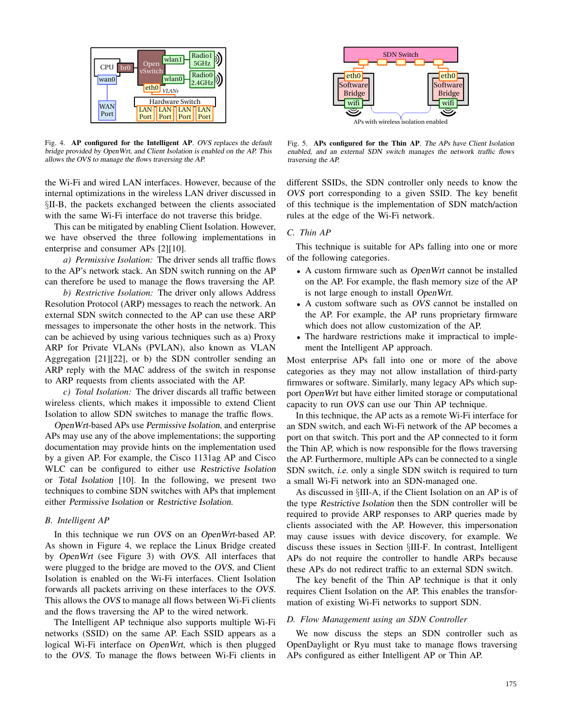Fig. 4. **AP configured for the Intelligent AP**. *OVS replaces the default bridge provided by OpenWrt, and Client Isolation is enabled on the AP. This allows the OVS to manage the flows traversing the AP.*

Fig. 5. **APs configured for the Thin AP**. *The APs have Client Isolation enabled, and an external SDN switch manages the network traffic flows traversing the AP.*

the Wi-Fi and wired LAN interfaces. However, because of the internal optimizations in the wireless LAN driver discussed in §II-B, the packets exchanged between the clients associated with the same Wi-Fi interface do not traverse this bridge.

This can be mitigated by enabling Client Isolation. However, we have observed the three following implementations in enterprise and consumer APs [2][10].

*a) Permissive Isolation:* The driver sends all traffic flows to the AP's network stack. An SDN switch running on the AP can therefore be used to manage the flows traversing the AP.

*b) Restrictive Isolation:* The driver only allows Address Resolution Protocol (ARP) messages to reach the network. An external SDN switch connected to the AP can use these ARP messages to impersonate the other hosts in the network. This can be achieved by using various techniques such as a) Proxy ARP for Private VLANs (PVLAN), also known as VLAN Aggregation [21][22], or b) the SDN controller sending an ARP reply with the MAC address of the switch in response to ARP requests from clients associated with the AP.

*c) Total Isolation:* The driver discards all traffic between wireless clients, which makes it impossible to extend Client Isolation to allow SDN switches to manage the traffic flows.

*OpenWrt*-based APs use *Permissive Isolation*, and enterprise APs may use any of the above implementations; the supporting documentation may provide hints on the implementation used by a given AP. For example, the Cisco 1131ag AP and Cisco WLC can be configured to either use *Restrictive Isolation* or *Total Isolation* [10]. In the following, we present two techniques to combine SDN switches with APs that implement either *Permissive Isolation* or *Restrictive Isolation*.

## B. Intelligent AP

In this technique we run *OVS* on an *OpenWrt*-based AP. As shown in Figure 4, we replace the Linux Bridge created by *OpenWrt* (see Figure 3) with *OVS*. All interfaces that were plugged to the bridge are moved to the *OVS*, and Client Isolation is enabled on the Wi-Fi interfaces. Client Isolation forwards all packets arriving on these interfaces to the *OVS*. This allows the *OVS* to manage all flows between Wi-Fi clients and the flows traversing the AP to the wired network.

The Intelligent AP technique also supports multiple Wi-Fi networks (SSID) on the same AP. Each SSID appears as a logical Wi-Fi interface on *OpenWrt*, which is then plugged to the *OVS*. To manage the flows between Wi-Fi clients in different SSIDs, the SDN controller only needs to know the *OVS* port corresponding to a given SSID. The key benefit of this technique is the implementation of SDN match/action rules at the edge of the Wi-Fi network.

## C. Thin AP

This technique is suitable for APs falling into one or more of the following categories.

- A custom firmware such as *OpenWrt* cannot be installed on the AP. For example, the flash memory size of the AP is not large enough to install *OpenWrt*.
- A custom software such as *OVS* cannot be installed on the AP. For example, the AP runs proprietary firmware which does not allow customization of the AP.
- The hardware restrictions make it impractical to implement the Intelligent AP approach.

Most enterprise APs fall into one or more of the above categories as they may not allow installation of third-party firmwares or software. Similarly, many legacy APs which support *OpenWrt* but have either limited storage or computational capacity to run *OVS* can use our Thin AP technique.

In this technique, the AP acts as a remote Wi-Fi interface for an SDN switch, and each Wi-Fi network of the AP becomes a port on that switch. This port and the AP connected to it form the Thin AP, which is now responsible for the flows traversing the AP. Furthermore, multiple APs can be connected to a single SDN switch, *i.e.* only a single SDN switch is required to turn a small Wi-Fi network into an SDN-managed one.

As discussed in §III-A, if the Client Isolation on an AP is of the type *Restrictive Isolation* then the SDN controller will be required to provide ARP responses to ARP queries made by clients associated with the AP. However, this impersonation may cause issues with device discovery, for example. We discuss these issues in Section §III-F. In contrast, Intelligent APs do not require the controller to handle ARPs because these APs do not redirect traffic to an external SDN switch.

The key benefit of the Thin AP technique is that it only requires Client Isolation on the AP. This enables the transformation of existing Wi-Fi networks to support SDN.

## D. Flow Management using an SDN Controller

We now discuss the steps an SDN controller such as OpenDaylight or Ryu must take to manage flows traversing APs configured as either Intelligent AP or Thin AP.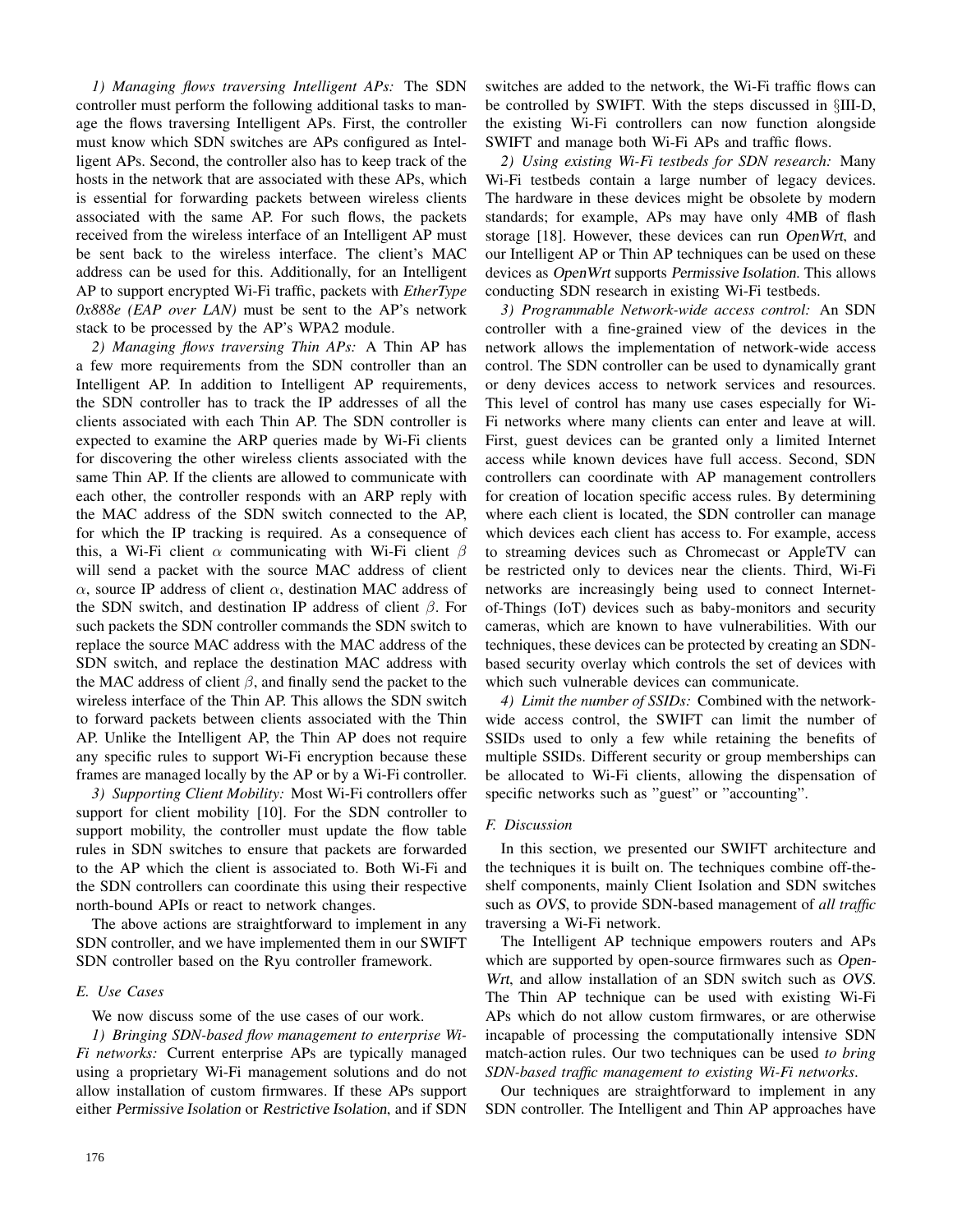*1) Managing flows traversing Intelligent APs:* The SDN controller must perform the following additional tasks to manage the flows traversing Intelligent APs. First, the controller must know which SDN switches are APs configured as Intelligent APs. Second, the controller also has to keep track of the hosts in the network that are associated with these APs, which is essential for forwarding packets between wireless clients associated with the same AP. For such flows, the packets received from the wireless interface of an Intelligent AP must be sent back to the wireless interface. The client's MAC address can be used for this. Additionally, for an Intelligent AP to support encrypted Wi-Fi traffic, packets with *EtherType 0x888e (EAP over LAN)* must be sent to the AP's network stack to be processed by the AP's WPA2 module.

*2) Managing flows traversing Thin APs:* A Thin AP has a few more requirements from the SDN controller than an Intelligent AP. In addition to Intelligent AP requirements, the SDN controller has to track the IP addresses of all the clients associated with each Thin AP. The SDN controller is expected to examine the ARP queries made by Wi-Fi clients for discovering the other wireless clients associated with the same Thin AP. If the clients are allowed to communicate with each other, the controller responds with an ARP reply with the MAC address of the SDN switch connected to the AP, for which the IP tracking is required. As a consequence of this, a Wi-Fi client $\alpha$ communicating with Wi-Fi client $\beta$ will send a packet with the source MAC address of client $\alpha$, source IP address of client $\alpha$, destination MAC address of the SDN switch, and destination IP address of client $\beta$. For such packets the SDN controller commands the SDN switch to replace the source MAC address with the MAC address of the SDN switch, and replace the destination MAC address with the MAC address of client $\beta$, and finally send the packet to the wireless interface of the Thin AP. This allows the SDN switch to forward packets between clients associated with the Thin AP. Unlike the Intelligent AP, the Thin AP does not require any specific rules to support Wi-Fi encryption because these frames are managed locally by the AP or by a Wi-Fi controller.

*3) Supporting Client Mobility:* Most Wi-Fi controllers offer support for client mobility [10]. For the SDN controller to support mobility, the controller must update the flow table rules in SDN switches to ensure that packets are forwarded to the AP which the client is associated to. Both Wi-Fi and the SDN controllers can coordinate this using their respective north-bound APIs or react to network changes.

The above actions are straightforward to implement in any SDN controller, and we have implemented them in our SWIFT SDN controller based on the Ryu controller framework.

### E. Use Cases

We now discuss some of the use cases of our work.

*1) Bringing SDN-based flow management to enterprise Wi-Fi networks:* Current enterprise APs are typically managed using a proprietary Wi-Fi management solutions and do not allow installation of custom firmwares. If these APs support either *Permissive Isolation* or *Restrictive Isolation*, and if SDN switches are added to the network, the Wi-Fi traffic flows can be controlled by SWIFT. With the steps discussed in §III-D, the existing Wi-Fi controllers can now function alongside SWIFT and manage both Wi-Fi APs and traffic flows.

*2) Using existing Wi-Fi testbeds for SDN research:* Many Wi-Fi testbeds contain a large number of legacy devices. The hardware in these devices might be obsolete by modern standards; for example, APs may have only 4MB of flash storage [18]. However, these devices can run *OpenWrt*, and our Intelligent AP or Thin AP techniques can be used on these devices as *OpenWrt* supports *Permissive Isolation*. This allows conducting SDN research in existing Wi-Fi testbeds.

*3) Programmable Network-wide access control:* An SDN controller with a fine-grained view of the devices in the network allows the implementation of network-wide access control. The SDN controller can be used to dynamically grant or deny devices access to network services and resources. This level of control has many use cases especially for Wi-Fi networks where many clients can enter and leave at will. First, guest devices can be granted only a limited Internet access while known devices have full access. Second, SDN controllers can coordinate with AP management controllers for creation of location specific access rules. By determining where each client is located, the SDN controller can manage which devices each client has access to. For example, access to streaming devices such as Chromecast or AppleTV can be restricted only to devices near the clients. Third, Wi-Fi networks are increasingly being used to connect Internet-of-Things (IoT) devices such as baby-monitors and security cameras, which are known to have vulnerabilities. With our techniques, these devices can be protected by creating an SDN-based security overlay which controls the set of devices with which such vulnerable devices can communicate.

*4) Limit the number of SSIDs:* Combined with the network-wide access control, the SWIFT can limit the number of SSIDs used to only a few while retaining the benefits of multiple SSIDs. Different security or group memberships can be allocated to Wi-Fi clients, allowing the dispensation of specific networks such as "guest" or "accounting".

### F. Discussion

In this section, we presented our SWIFT architecture and the techniques it is built on. The techniques combine off-the-shelf components, mainly Client Isolation and SDN switches such as *OVS*, to provide SDN-based management of *all traffic* traversing a Wi-Fi network.

The Intelligent AP technique empowers routers and APs which are supported by open-source firmwares such as *OpenWrt*, and allow installation of an SDN switch such as *OVS*. The Thin AP technique can be used with existing Wi-Fi APs which do not allow custom firmwares, or are otherwise incapable of processing the computationally intensive SDN match-action rules. Our two techniques can be used *to bring SDN-based traffic management to existing Wi-Fi networks.*

Our techniques are straightforward to implement in any SDN controller. The Intelligent and Thin AP approaches have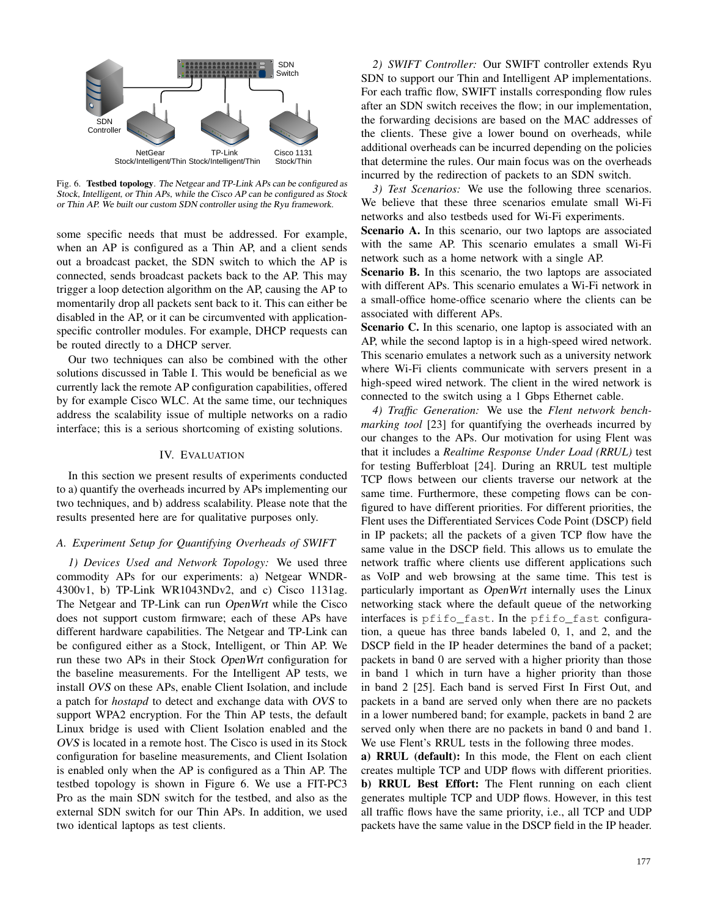Fig. 6. **Testbed topology**. *The Netgear and TP-Link APs can be configured as Stock, Intelligent, or Thin APs, while the Cisco AP can be configured as Stock or Thin AP. We built our custom SDN controller using the Ryu framework.*

some specific needs that must be addressed. For example, when an AP is configured as a Thin AP, and a client sends out a broadcast packet, the SDN switch to which the AP is connected, sends broadcast packets back to the AP. This may trigger a loop detection algorithm on the AP, causing the AP to momentarily drop all packets sent back to it. This can either be disabled in the AP, or it can be circumvented with application-specific controller modules. For example, DHCP requests can be routed directly to a DHCP server.

Our two techniques can also be combined with the other solutions discussed in Table I. This would be beneficial as we currently lack the remote AP configuration capabilities, offered by for example Cisco WLC. At the same time, our techniques address the scalability issue of multiple networks on a radio interface; this is a serious shortcoming of existing solutions.

## IV. Evaluation

In this section we present results of experiments conducted to a) quantify the overheads incurred by APs implementing our two techniques, and b) address scalability. Please note that the results presented here are for qualitative purposes only.

### A. Experiment Setup for Quantifying Overheads of SWIFT

*1) Devices Used and Network Topology:* We used three commodity APs for our experiments: a) Netgear WNDR-4300v1, b) TP-Link WR1043NDv2, and c) Cisco 1131ag. The Netgear and TP-Link can run *OpenWrt* while the Cisco does not support custom firmware; each of these APs have different hardware capabilities. The Netgear and TP-Link can be configured either as a Stock, Intelligent, or Thin AP. We run these two APs in their Stock *OpenWrt* configuration for the baseline measurements. For the Intelligent AP tests, we install *OVS* on these APs, enable Client Isolation, and include a patch for *hostapd* to detect and exchange data with *OVS* to support WPA2 encryption. For the Thin AP tests, the default Linux bridge is used with Client Isolation enabled and the *OVS* is located in a remote host. The Cisco is used in its Stock configuration for baseline measurements, and Client Isolation is enabled only when the AP is configured as a Thin AP. The testbed topology is shown in Figure 6. We use a FIT-PC3 Pro as the main SDN switch for the testbed, and also as the external SDN switch for our Thin APs. In addition, we used two identical laptops as test clients.

*2) SWIFT Controller:* Our SWIFT controller extends Ryu SDN to support our Thin and Intelligent AP implementations. For each traffic flow, SWIFT installs corresponding flow rules after an SDN switch receives the flow; in our implementation, the forwarding decisions are based on the MAC addresses of the clients. These give a lower bound on overheads, while additional overheads can be incurred depending on the policies that determine the rules. Our main focus was on the overheads incurred by the redirection of packets to an SDN switch.

*3) Test Scenarios:* We use the following three scenarios. We believe that these three scenarios emulate small Wi-Fi networks and also testbeds used for Wi-Fi experiments.

**Scenario A.** In this scenario, our two laptops are associated with the same AP. This scenario emulates a small Wi-Fi network such as a home network with a single AP.

**Scenario B.** In this scenario, the two laptops are associated with different APs. This scenario emulates a Wi-Fi network in a small-office home-office scenario where the clients can be associated with different APs.

**Scenario C.** In this scenario, one laptop is associated with an AP, while the second laptop is in a high-speed wired network. This scenario emulates a network such as a university network where Wi-Fi clients communicate with servers present in a high-speed wired network. The client in the wired network is connected to the switch using a 1 Gbps Ethernet cable.

*4) Traffic Generation:* We use the *Flent network benchmarking tool* [23] for quantifying the overheads incurred by our changes to the APs. Our motivation for using Flent was that it includes a *Realtime Response Under Load (RRUL)* test for testing Bufferbloat [24]. During an RRUL test multiple TCP flows between our clients traverse our network at the same time. Furthermore, these competing flows can be configured to have different priorities. For different priorities, the Flent uses the Differentiated Services Code Point (DSCP) field in IP packets; all the packets of a given TCP flow have the same value in the DSCP field. This allows us to emulate the network traffic where clients use different applications such as VoIP and web browsing at the same time. This test is particularly important as *OpenWrt* internally uses the Linux networking stack where the default queue of the networking interfaces is `pfifo_fast`. In the `pfifo_fast` configuration, a queue has three bands labeled 0, 1, and 2, and the DSCP field in the IP header determines the band of a packet; packets in band 0 are served with a higher priority than those in band 1 which in turn have a higher priority than those in band 2 [25]. Each band is served First In First Out, and packets in a band are served only when there are no packets in a lower numbered band; for example, packets in band 2 are served only when there are no packets in band 0 and band 1. We use Flent's RRUL tests in the following three modes.

**a) RRUL (default):** In this mode, the Flent on each client creates multiple TCP and UDP flows with different priorities.

**b) RRUL Best Effort:** The Flent running on each client generates multiple TCP and UDP flows. However, in this test all traffic flows have the same priority, i.e., all TCP and UDP packets have the same value in the DSCP field in the IP header.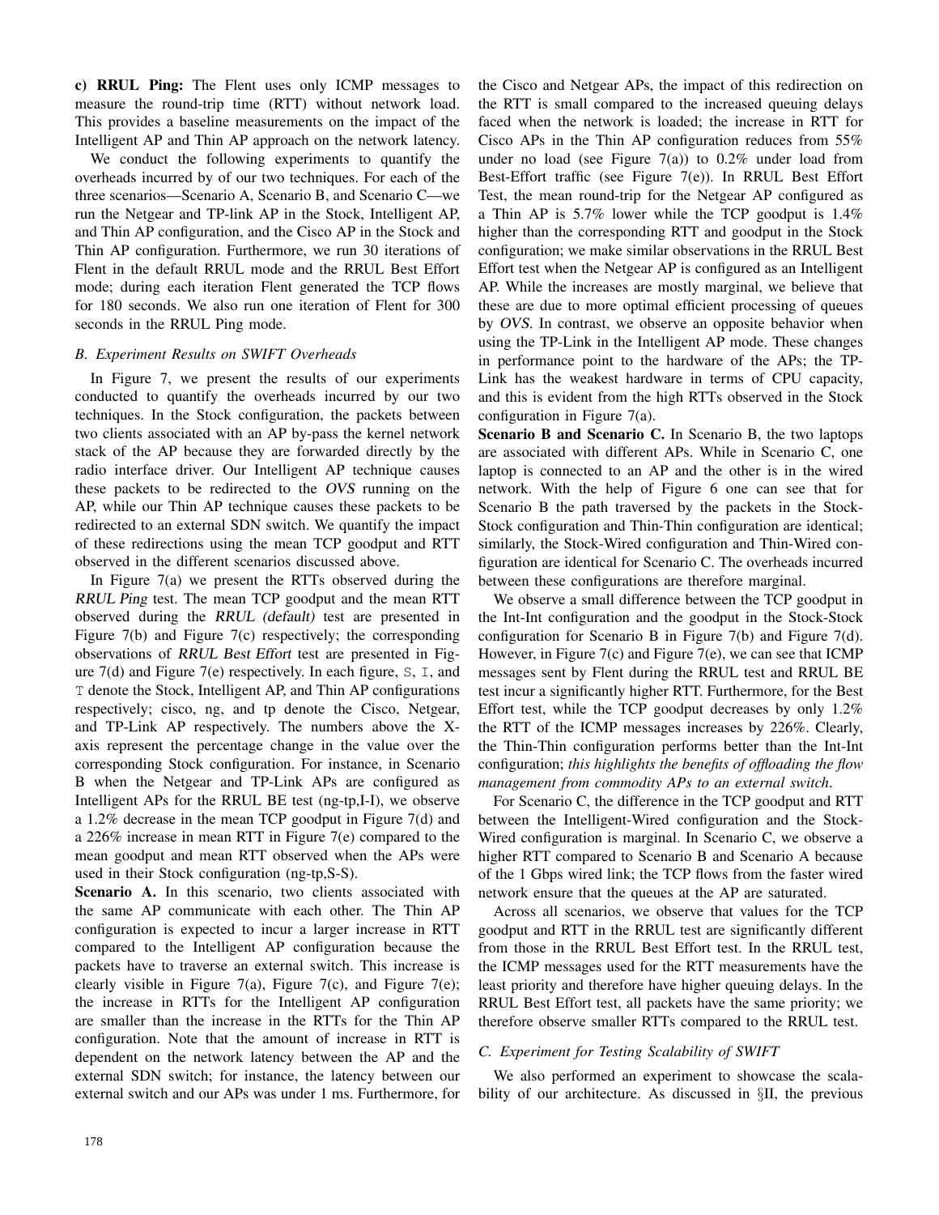**c) RRUL Ping:** The Flent uses only ICMP messages to measure the round-trip time (RTT) without network load. This provides a baseline measurements on the impact of the Intelligent AP and Thin AP approach on the network latency.

We conduct the following experiments to quantify the overheads incurred by of our two techniques. For each of the three scenarios—Scenario A, Scenario B, and Scenario C—we run the Netgear and TP-link AP in the Stock, Intelligent AP, and Thin AP configuration, and the Cisco AP in the Stock and Thin AP configuration. Furthermore, we run 30 iterations of Flent in the default RRUL mode and the RRUL Best Effort mode; during each iteration Flent generated the TCP flows for 180 seconds. We also run one iteration of Flent for 300 seconds in the RRUL Ping mode.

### *B. Experiment Results on SWIFT Overheads*

In Figure 7, we present the results of our experiments conducted to quantify the overheads incurred by our two techniques. In the Stock configuration, the packets between two clients associated with an AP by-pass the kernel network stack of the AP because they are forwarded directly by the radio interface driver. Our Intelligent AP technique causes these packets to be redirected to the *OVS* running on the AP, while our Thin AP technique causes these packets to be redirected to an external SDN switch. We quantify the impact of these redirections using the mean TCP goodput and RTT observed in the different scenarios discussed above.

In Figure 7(a) we present the RTTs observed during the *RRUL Ping* test. The mean TCP goodput and the mean RTT observed during the *RRUL (default)* test are presented in Figure 7(b) and Figure 7(c) respectively; the corresponding observations of *RRUL Best Effort* test are presented in Figure 7(d) and Figure 7(e) respectively. In each figure, `S`, `I`, and `T` denote the Stock, Intelligent AP, and Thin AP configurations respectively; cisco, ng, and tp denote the Cisco, Netgear, and TP-Link AP respectively. The numbers above the X-axis represent the percentage change in the value over the corresponding Stock configuration. For instance, in Scenario B when the Netgear and TP-Link APs are configured as Intelligent APs for the RRUL BE test (ng-tp,I-I), we observe a 1.2% decrease in the mean TCP goodput in Figure 7(d) and a 226% increase in mean RTT in Figure 7(e) compared to the mean goodput and mean RTT observed when the APs were used in their Stock configuration (ng-tp,S-S).

**Scenario A.** In this scenario, two clients associated with the same AP communicate with each other. The Thin AP configuration is expected to incur a larger increase in RTT compared to the Intelligent AP configuration because the packets have to traverse an external switch. This increase is clearly visible in Figure 7(a), Figure 7(c), and Figure 7(e); the increase in RTTs for the Intelligent AP configuration are smaller than the increase in the RTTs for the Thin AP configuration. Note that the amount of increase in RTT is dependent on the network latency between the AP and the external SDN switch; for instance, the latency between our external switch and our APs was under 1 ms. Furthermore, for the Cisco and Netgear APs, the impact of this redirection on the RTT is small compared to the increased queuing delays faced when the network is loaded; the increase in RTT for Cisco APs in the Thin AP configuration reduces from 55% under no load (see Figure 7(a)) to 0.2% under load from Best-Effort traffic (see Figure 7(e)). In RRUL Best Effort Test, the mean round-trip for the Netgear AP configured as a Thin AP is 5.7% lower while the TCP goodput is 1.4% higher than the corresponding RTT and goodput in the Stock configuration; we make similar observations in the RRUL Best Effort test when the Netgear AP is configured as an Intelligent AP. While the increases are mostly marginal, we believe that these are due to more optimal efficient processing of queues by *OVS*. In contrast, we observe an opposite behavior when using the TP-Link in the Intelligent AP mode. These changes in performance point to the hardware of the APs; the TP-Link has the weakest hardware in terms of CPU capacity, and this is evident from the high RTTs observed in the Stock configuration in Figure 7(a).

**Scenario B and Scenario C.** In Scenario B, the two laptops are associated with different APs. While in Scenario C, one laptop is connected to an AP and the other is in the wired network. With the help of Figure 6 one can see that for Scenario B the path traversed by the packets in the Stock-Stock configuration and Thin-Thin configuration are identical; similarly, the Stock-Wired configuration and Thin-Wired configuration are identical for Scenario C. The overheads incurred between these configurations are therefore marginal.

We observe a small difference between the TCP goodput in the Int-Int configuration and the goodput in the Stock-Stock configuration for Scenario B in Figure 7(b) and Figure 7(d). However, in Figure 7(c) and Figure 7(e), we can see that ICMP messages sent by Flent during the RRUL test and RRUL BE test incur a significantly higher RTT. Furthermore, for the Best Effort test, while the TCP goodput decreases by only 1.2% the RTT of the ICMP messages increases by 226%. Clearly, the Thin-Thin configuration performs better than the Int-Int configuration; *this highlights the benefits of offloading the flow management from commodity APs to an external switch*.

For Scenario C, the difference in the TCP goodput and RTT between the Intelligent-Wired configuration and the Stock-Wired configuration is marginal. In Scenario C, we observe a higher RTT compared to Scenario B and Scenario A because of the 1 Gbps wired link; the TCP flows from the faster wired network ensure that the queues at the AP are saturated.

Across all scenarios, we observe that values for the TCP goodput and RTT in the RRUL test are significantly different from those in the RRUL Best Effort test. In the RRUL test, the ICMP messages used for the RTT measurements have the least priority and therefore have higher queuing delays. In the RRUL Best Effort test, all packets have the same priority; we therefore observe smaller RTTs compared to the RRUL test.

### *C. Experiment for Testing Scalability of SWIFT*

We also performed an experiment to showcase the scalability of our architecture. As discussed in §II, the previous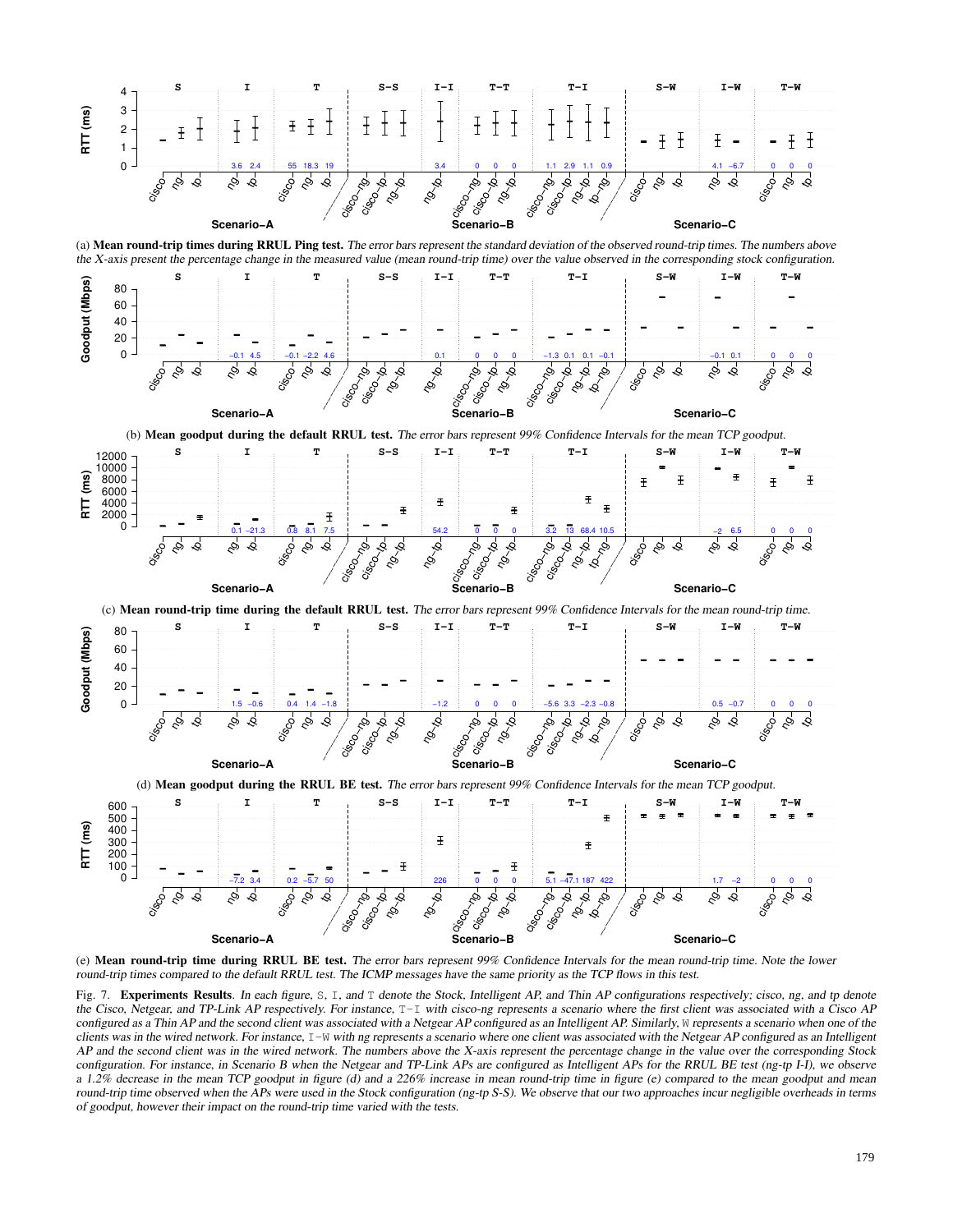(a) **Mean round-trip times during RRUL Ping test.** *The error bars represent the standard deviation of the observed round-trip times. The numbers above the X-axis present the percentage change in the measured value (mean round-trip time) over the value observed in the corresponding stock configuration.*

(b) **Mean goodput during the default RRUL test.** *The error bars represent 99% Confidence Intervals for the mean TCP goodput.*

(c) **Mean round-trip time during the default RRUL test.** *The error bars represent 99% Confidence Intervals for the mean round-trip time.*

(d) **Mean goodput during the RRUL BE test.** *The error bars represent 99% Confidence Intervals for the mean TCP goodput.*

(e) **Mean round-trip time during RRUL BE test.** *The error bars represent 99% Confidence Intervals for the mean round-trip time. Note the lower round-trip times compared to the default RRUL test. The ICMP messages have the same priority as the TCP flows in this test.*

Fig. 7. **Experiments Results**. *In each figure,* S*,* I*, and* T *denote the Stock, Intelligent AP, and Thin AP configurations respectively; cisco, ng, and tp denote the Cisco, Netgear, and TP-Link AP respectively. For instance,* T-I *with cisco-ng represents a scenario where the first client was associated with a Cisco AP configured as a Thin AP and the second client was associated with a Netgear AP configured as an Intelligent AP. Similarly,* W *represents a scenario when one of the clients was in the wired network. For instance,* I-W *with ng represents a scenario where one client was associated with the Netgear AP configured as an Intelligent AP and the second client was in the wired network. The numbers above the X-axis represent the percentage change in the value over the corresponding Stock configuration. For instance, in Scenario B when the Netgear and TP-Link APs are configured as Intelligent APs for the RRUL BE test (ng-tp I-I), we observe a 1.2% decrease in the mean TCP goodput in figure (d) and a 226% increase in mean round-trip time in figure (e) compared to the mean goodput and mean round-trip time observed when the APs were used in the Stock configuration (ng-tp S-S). We observe that our two approaches incur negligible overheads in terms of goodput, however their impact on the round-trip time varied with the tests.*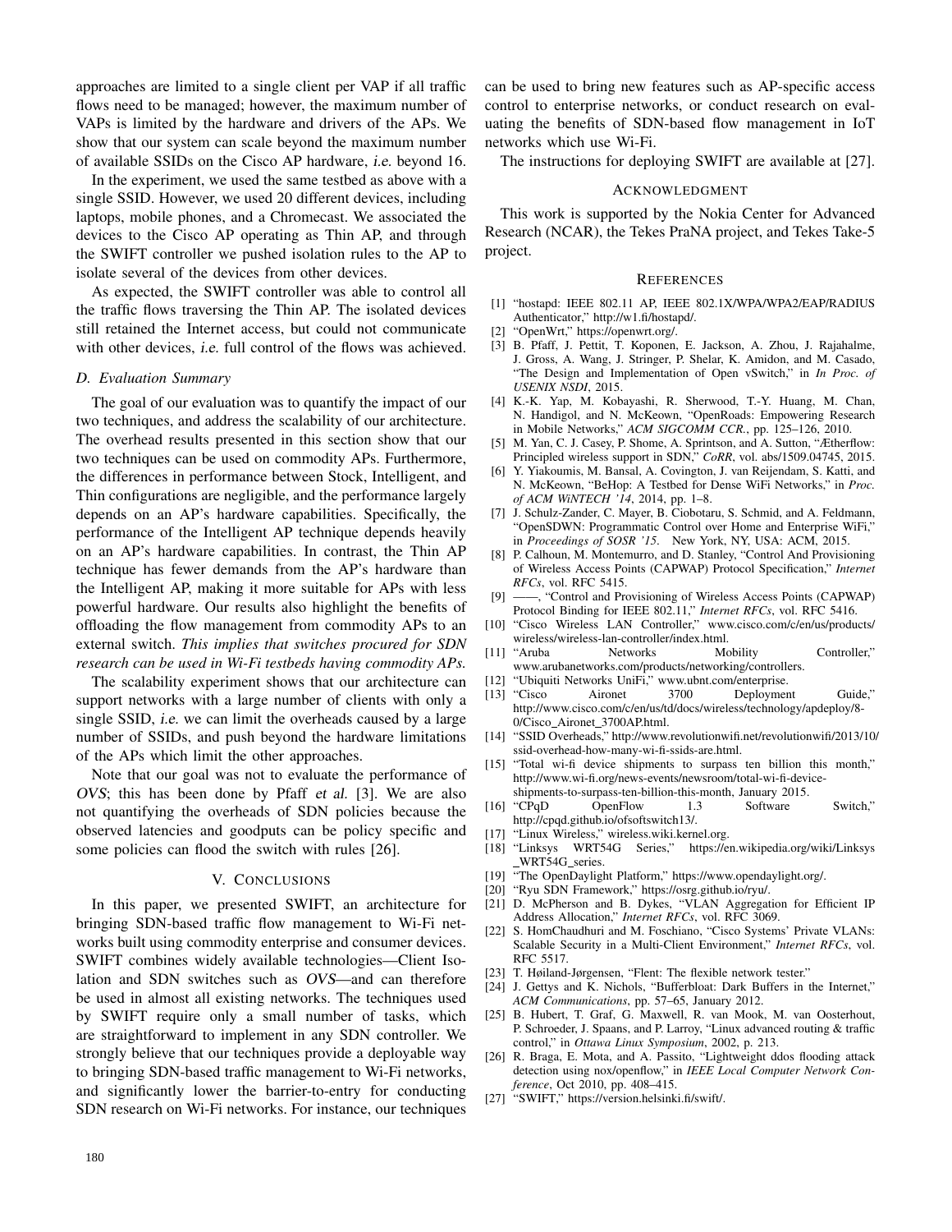approaches are limited to a single client per VAP if all traffic flows need to be managed; however, the maximum number of VAPs is limited by the hardware and drivers of the APs. We show that our system can scale beyond the maximum number of available SSIDs on the Cisco AP hardware, *i.e.* beyond 16.

In the experiment, we used the same testbed as above with a single SSID. However, we used 20 different devices, including laptops, mobile phones, and a Chromecast. We associated the devices to the Cisco AP operating as Thin AP, and through the SWIFT controller we pushed isolation rules to the AP to isolate several of the devices from other devices.

As expected, the SWIFT controller was able to control all the traffic flows traversing the Thin AP. The isolated devices still retained the Internet access, but could not communicate with other devices, *i.e.* full control of the flows was achieved.

### D. Evaluation Summary

The goal of our evaluation was to quantify the impact of our two techniques, and address the scalability of our architecture. The overhead results presented in this section show that our two techniques can be used on commodity APs. Furthermore, the differences in performance between Stock, Intelligent, and Thin configurations are negligible, and the performance largely depends on an AP's hardware capabilities. Specifically, the performance of the Intelligent AP technique depends heavily on an AP's hardware capabilities. In contrast, the Thin AP technique has fewer demands from the AP's hardware than the Intelligent AP, making it more suitable for APs with less powerful hardware. Our results also highlight the benefits of offloading the flow management from commodity APs to an external switch. *This implies that switches procured for SDN research can be used in Wi-Fi testbeds having commodity APs.*

The scalability experiment shows that our architecture can support networks with a large number of clients with only a single SSID, *i.e.* we can limit the overheads caused by a large number of SSIDs, and push beyond the hardware limitations of the APs which limit the other approaches.

Note that our goal was not to evaluate the performance of *OVS*; this has been done by Pfaff *et al.* [3]. We are also not quantifying the overheads of SDN policies because the observed latencies and goodputs can be policy specific and some policies can flood the switch with rules [26].

## V. Conclusions

In this paper, we presented SWIFT, an architecture for bringing SDN-based traffic flow management to Wi-Fi networks built using commodity enterprise and consumer devices. SWIFT combines widely available technologies—Client Isolation and SDN switches such as *OVS*—and can therefore be used in almost all existing networks. The techniques used by SWIFT require only a small number of tasks, which are straightforward to implement in any SDN controller. We strongly believe that our techniques provide a deployable way to bringing SDN-based traffic management to Wi-Fi networks, and significantly lower the barrier-to-entry for conducting SDN research on Wi-Fi networks. For instance, our techniques can be used to bring new features such as AP-specific access control to enterprise networks, or conduct research on evaluating the benefits of SDN-based flow management in IoT networks which use Wi-Fi.

The instructions for deploying SWIFT are available at [27].

## Acknowledgment

This work is supported by the Nokia Center for Advanced Research (NCAR), the Tekes PraNA project, and Tekes Take-5 project.

## References

[1] "hostapd: IEEE 802.11 AP, IEEE 802.1X/WPA/WPA2/EAP/RADIUS Authenticator," http://w1.fi/hostapd/.

[2] "OpenWrt," https://openwrt.org/.

[3] B. Pfaff, J. Pettit, T. Koponen, E. Jackson, A. Zhou, J. Rajahalme, J. Gross, A. Wang, J. Stringer, P. Shelar, K. Amidon, and M. Casado, "The Design and Implementation of Open vSwitch," in *In Proc. of USENIX NSDI*, 2015.

[4] K.-K. Yap, M. Kobayashi, R. Sherwood, T.-Y. Huang, M. Chan, N. Handigol, and N. McKeown, "OpenRoads: Empowering Research in Mobile Networks," *ACM SIGCOMM CCR.*, pp. 125–126, 2010.

[5] M. Yan, C. J. Casey, P. Shome, A. Sprintson, and A. Sutton, "Ætherflow: Principled wireless support in SDN," *CoRR*, vol. abs/1509.04745, 2015.

[6] Y. Yiakoumis, M. Bansal, A. Covington, J. van Reijendam, S. Katti, and N. McKeown, "BeHop: A Testbed for Dense WiFi Networks," in *Proc. of ACM WiNTECH '14*, 2014, pp. 1–8.

[7] J. Schulz-Zander, C. Mayer, B. Ciobotaru, S. Schmid, and A. Feldmann, "OpenSDWN: Programmatic Control over Home and Enterprise WiFi," in *Proceedings of SOSR '15*. New York, NY, USA: ACM, 2015.

[8] P. Calhoun, M. Montemurro, and D. Stanley, "Control And Provisioning of Wireless Access Points (CAPWAP) Protocol Specification," *Internet RFCs*, vol. RFC 5415.

[9] ——, "Control and Provisioning of Wireless Access Points (CAPWAP) Protocol Binding for IEEE 802.11," *Internet RFCs*, vol. RFC 5416.

[10] "Cisco Wireless LAN Controller," www.cisco.com/c/en/us/products/wireless/wireless-lan-controller/index.html.

[11] "Aruba Networks Mobility Controller," www.arubanetworks.com/products/networking/controllers.

[12] "Ubiquiti Networks UniFi," www.ubnt.com/enterprise.

[13] "Cisco Aironet 3700 Deployment Guide," http://www.cisco.com/c/en/us/td/docs/wireless/technology/apdeploy/8-0/Cisco_Aironet_3700AP.html.

[14] "SSID Overheads," http://www.revolutionwifi.net/revolutionwifi/2013/10/ssid-overhead-how-many-wi-fi-ssids-are.html.

[15] "Total wi-fi device shipments to surpass ten billion this month," http://www.wi-fi.org/news-events/newsroom/total-wi-fi-device-shipments-to-surpass-ten-billion-this-month, January 2015.

[16] "CPqD OpenFlow 1.3 Software Switch," http://cpqd.github.io/ofsoftswitch13/.

[17] "Linux Wireless," wireless.wiki.kernel.org.

[18] "Linksys WRT54G Series," https://en.wikipedia.org/wiki/Linksys_WRT54G_series.

[19] "The OpenDaylight Platform," https://www.opendaylight.org/.

[20] "Ryu SDN Framework," https://osrg.github.io/ryu/.

[21] D. McPherson and B. Dykes, "VLAN Aggregation for Efficient IP Address Allocation," *Internet RFCs*, vol. RFC 3069.

[22] S. HomChaudhuri and M. Foschiano, "Cisco Systems' Private VLANs: Scalable Security in a Multi-Client Environment," *Internet RFCs*, vol. RFC 5517.

[23] T. Høiland-Jørgensen, "Flent: The flexible network tester."

[24] J. Gettys and K. Nichols, "Bufferbloat: Dark Buffers in the Internet," *ACM Communications*, pp. 57–65, January 2012.

[25] B. Hubert, T. Graf, G. Maxwell, R. van Mook, M. van Oosterhout, P. Schroeder, J. Spaans, and P. Larroy, "Linux advanced routing & traffic control," in *Ottawa Linux Symposium*, 2002, p. 213.

[26] R. Braga, E. Mota, and A. Passito, "Lightweight ddos flooding attack detection using nox/openflow," in *IEEE Local Computer Network Conference*, Oct 2010, pp. 408–415.

[27] "SWIFT," https://version.helsinki.fi/swift/.